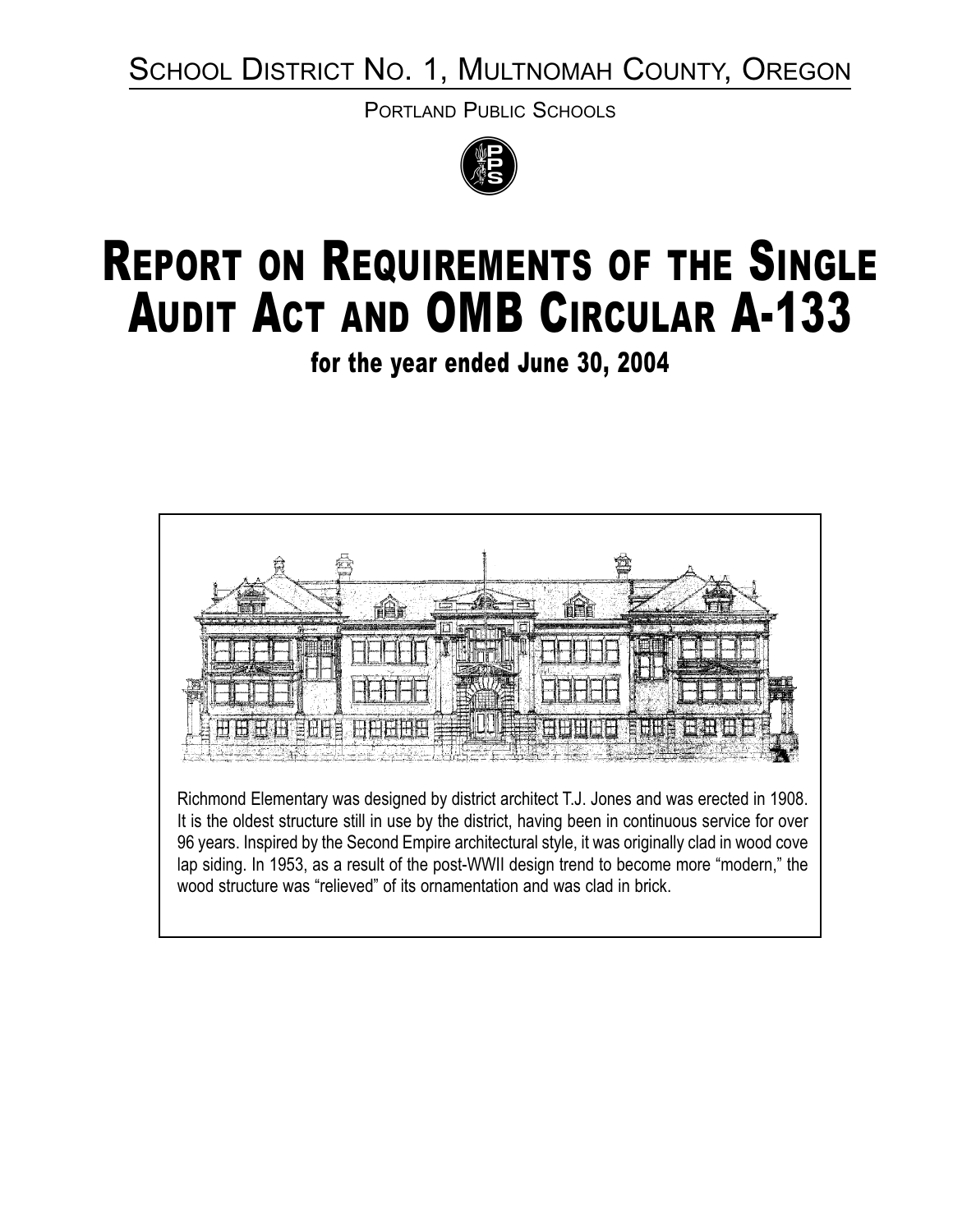SCHOOL DISTRICT NO. 1, MULTNOMAH COUNTY, OREGON

PORTLAND PUBLIC SCHOOLS

# REPORT ON REQUIREMENTS OF THE SINGLE AUDIT ACT AND OMB CIRCULAR A-133

## for the year ended June 30, 2004

Richmond Elementary was designed by district architect T.J. Jones and was erected in 1908. It is the oldest structure still in use by the district, having been in continuous service for over 96 years. Inspired by the Second Empire architectural style, it was originally clad in wood cove lap siding. In 1953, as a result of the post-WWII design trend to become more "modern," the wood structure was "relieved" of its ornamentation and was clad in brick.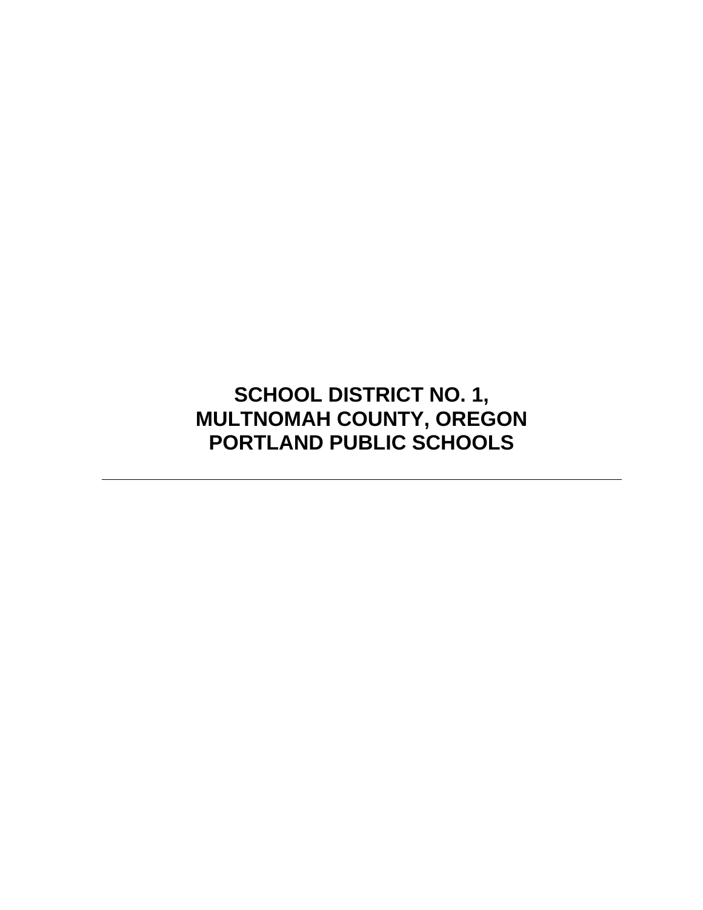# SCHOOL DISTRICT NO. 1, MULTNOMAH COUNTY, OREGON PORTLAND PUBLIC SCHOOLS

---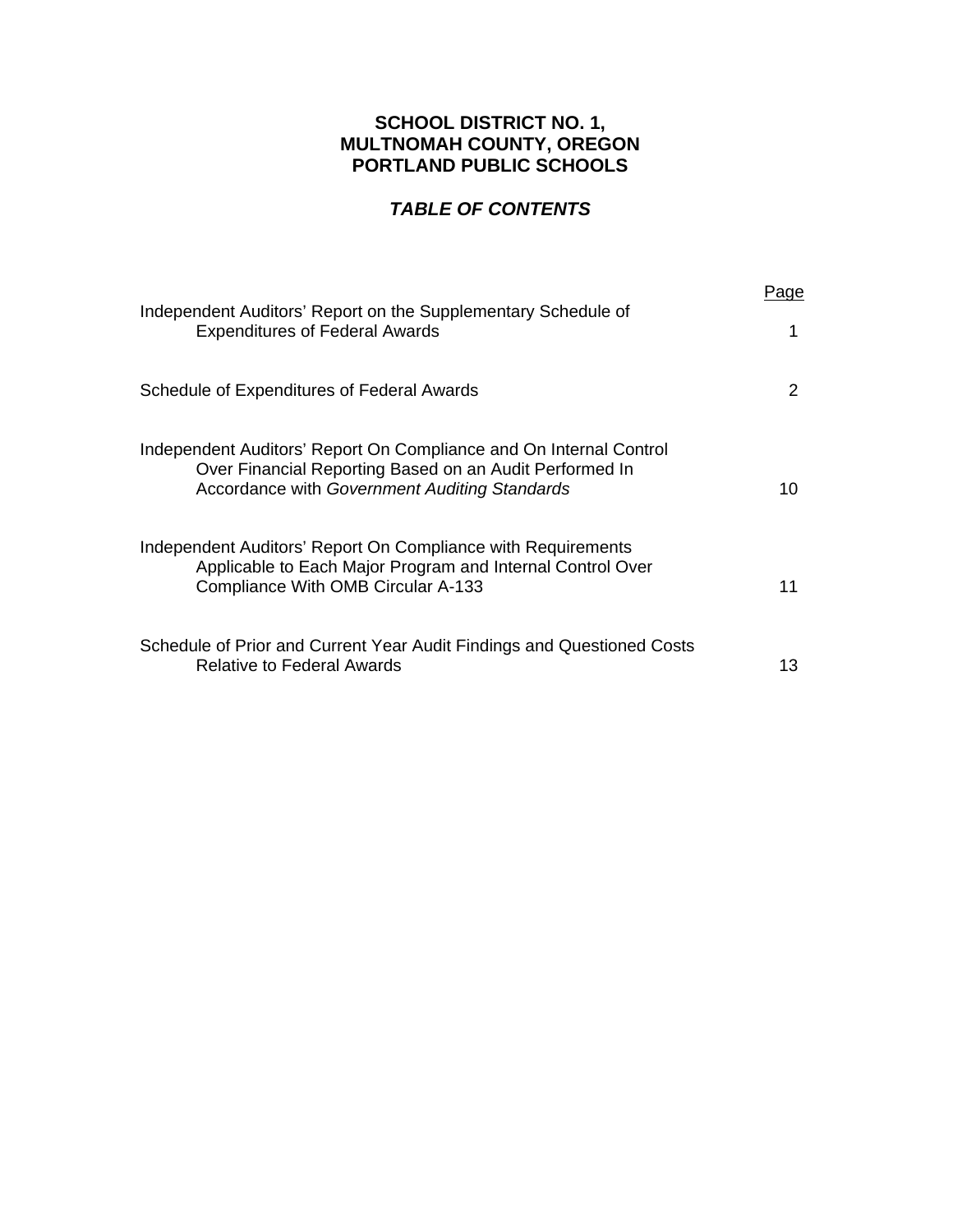# SCHOOL DISTRICT NO. 1, MULTNOMAH COUNTY, OREGON PORTLAND PUBLIC SCHOOLS

## *TABLE OF CONTENTS*

| | Page |
|---|---|
| Independent Auditors' Report on the Supplementary Schedule of Expenditures of Federal Awards | 1 |
| Schedule of Expenditures of Federal Awards | 2 |
| Independent Auditors' Report On Compliance and On Internal Control Over Financial Reporting Based on an Audit Performed In Accordance with *Government Auditing Standards* | 10 |
| Independent Auditors' Report On Compliance with Requirements Applicable to Each Major Program and Internal Control Over Compliance With OMB Circular A-133 | 11 |
| Schedule of Prior and Current Year Audit Findings and Questioned Costs Relative to Federal Awards | 13 |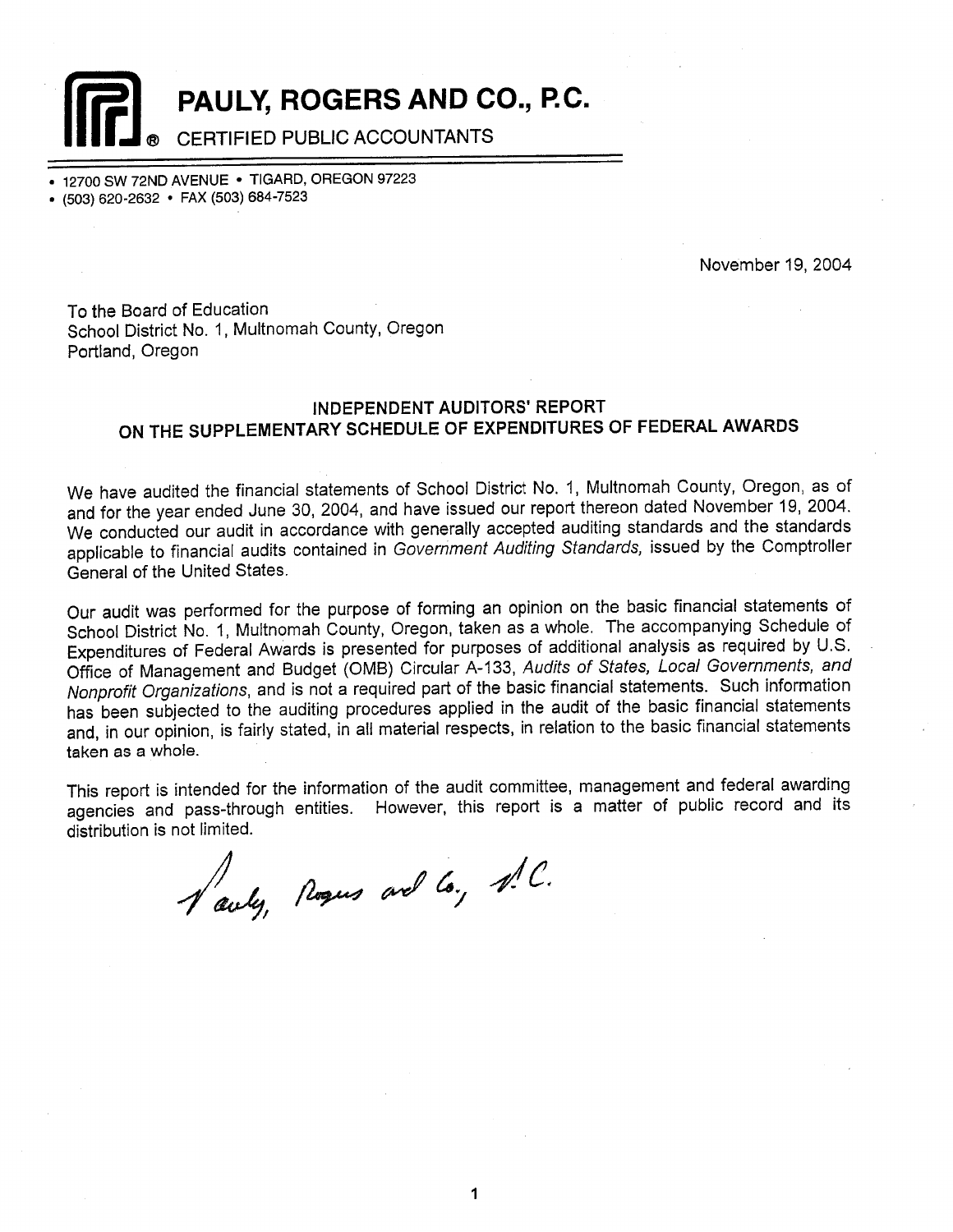# PAULY, ROGERS AND CO., P.C.

CERTIFIED PUBLIC ACCOUNTANTS

- 12700 SW 72ND AVENUE • TIGARD, OREGON 97223
- (503) 620-2632 • FAX (503) 684-7523

November 19, 2004

To the Board of Education
School District No. 1, Multnomah County, Oregon
Portland, Oregon

## INDEPENDENT AUDITORS' REPORT ON THE SUPPLEMENTARY SCHEDULE OF EXPENDITURES OF FEDERAL AWARDS

We have audited the financial statements of School District No. 1, Multnomah County, Oregon, as of and for the year ended June 30, 2004, and have issued our report thereon dated November 19, 2004. We conducted our audit in accordance with generally accepted auditing standards and the standards applicable to financial audits contained in *Government Auditing Standards,* issued by the Comptroller General of the United States.

Our audit was performed for the purpose of forming an opinion on the basic financial statements of School District No. 1, Multnomah County, Oregon, taken as a whole. The accompanying Schedule of Expenditures of Federal Awards is presented for purposes of additional analysis as required by U.S. Office of Management and Budget (OMB) Circular A-133, *Audits of States, Local Governments, and Nonprofit Organizations*, and is not a required part of the basic financial statements. Such information has been subjected to the auditing procedures applied in the audit of the basic financial statements and, in our opinion, is fairly stated, in all material respects, in relation to the basic financial statements taken as a whole.

This report is intended for the information of the audit committee, management and federal awarding agencies and pass-through entities. However, this report is a matter of public record and its distribution is not limited.

Pauly, Rogers and Co., P.C.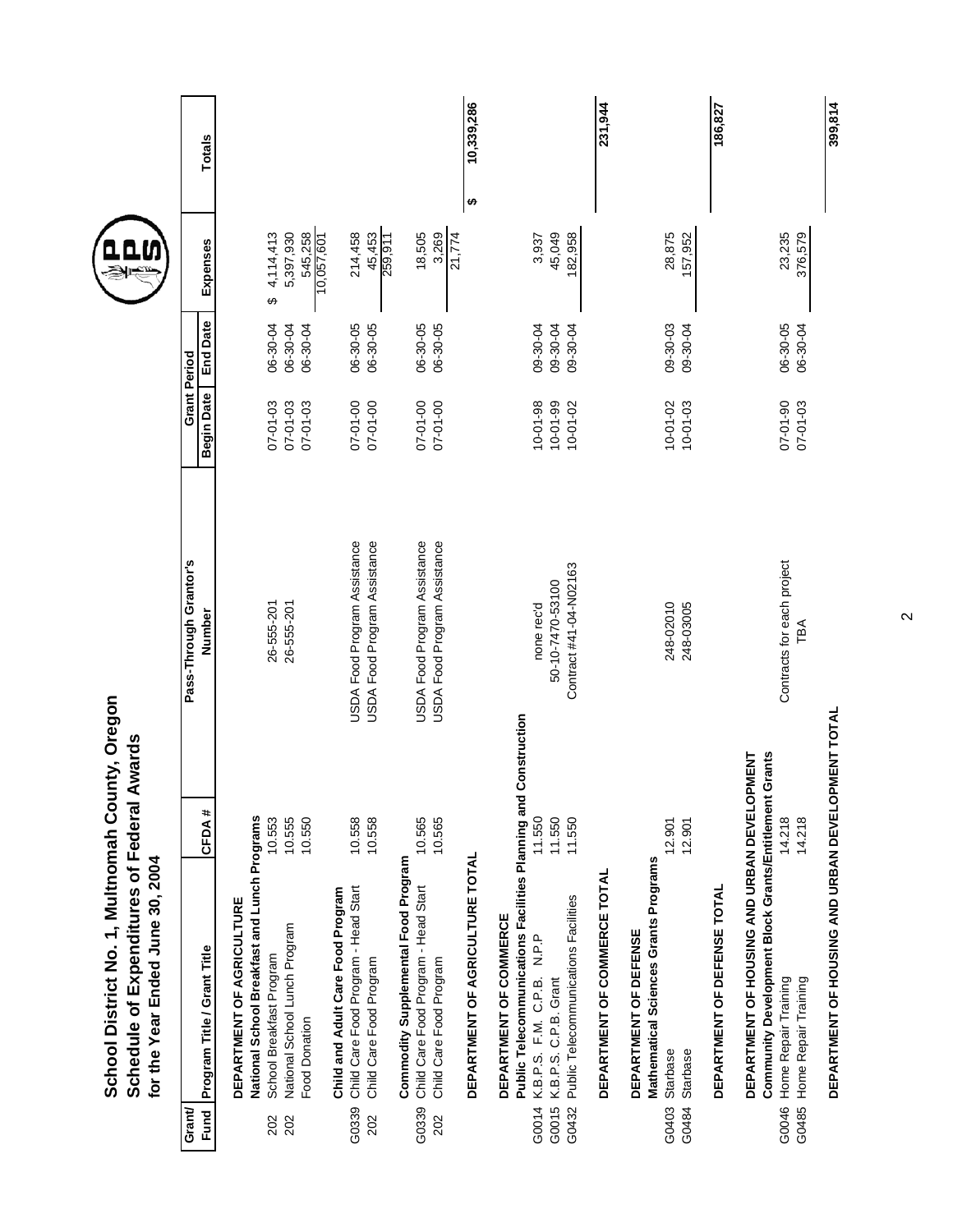# School District No. 1, Multnomah County, Oregon
## Schedule of Expenditures of Federal Awards
### for the Year Ended June 30, 2004

| Grant/ Fund | Program Title / Grant Title | CFDA # | Pass-Through Grantor's Number | Grant Period Begin Date | Grant Period End Date | Expenses | Totals |
|---|---|---|---|---|---|---|---|
| | **DEPARTMENT OF AGRICULTURE** | | | | | | |
| | **National School Breakfast and Lunch Programs** | | | | | | |
| 202 | School Breakfast Program | 10.553 | 26-555-201 | 07-01-03 | 06-30-04 | $ 4,114,413 | |
| 202 | National School Lunch Program | 10.555 | 26-555-201 | 07-01-03 | 06-30-04 | 5,397,930 | |
| | Food Donation | 10.550 | | 07-01-03 | 06-30-04 | 545,258 | |
| | | | | | | 10,057,601 | |
| | **Child and Adult Care Food Program** | | | | | | |
| G0339 | Child Care Food Program - Head Start | 10.558 | USDA Food Program Assistance | 07-01-00 | 06-30-05 | 214,458 | |
| 202 | Child Care Food Program | 10.558 | USDA Food Program Assistance | 07-01-00 | 06-30-05 | 45,453 | |
| | | | | | | 259,911 | |
| | **Commodity Supplemental Food Program** | | | | | | |
| G0339 | Child Care Food Program - Head Start | 10.565 | USDA Food Program Assistance | 07-01-00 | 06-30-05 | 18,505 | |
| 202 | Child Care Food Program | 10.565 | USDA Food Program Assistance | 07-01-00 | 06-30-05 | 3,269 | |
| | | | | | | 21,774 | |
| | **DEPARTMENT OF AGRICULTURE TOTAL** | | | | | | $ 10,339,286 |
| | **DEPARTMENT OF COMMERCE** | | | | | | |
| | **Public Telecommunications Facilities Planning and Construction** | | | | | | |
| G0014 | K.B.P.S. F.M. C.P.B. N.P.P | 11.550 | none rec'd | 10-01-98 | 09-30-04 | 3,937 | |
| G0015 | K.B.P.S. C.P.B. Grant | 11.550 | 50-10-7470-53100 | 10-01-99 | 09-30-04 | 45,049 | |
| G0432 | Public Telecommunications Facilities | 11.550 | Contract #41-04-N02163 | 10-01-02 | 09-30-04 | 182,958 | |
| | **DEPARTMENT OF COMMERCE TOTAL** | | | | | | 231,944 |
| | **DEPARTMENT OF DEFENSE** | | | | | | |
| | **Mathematical Sciences Grants Programs** | | | | | | |
| G0403 | Starbase | 12.901 | 248-02010 | 10-01-02 | 09-30-03 | 28,875 | |
| G0484 | Starbase | 12.901 | 248-03005 | 10-01-03 | 09-30-04 | 157,952 | |
| | **DEPARTMENT OF DEFENSE TOTAL** | | | | | | 186,827 |
| | **DEPARTMENT OF HOUSING AND URBAN DEVELOPMENT** | | | | | | |
| | **Community Development Block Grants/Entitlement Grants** | | | | | | |
| G0046 | Home Repair Training | 14.218 | Contracts for each project | 07-01-90 | 06-30-05 | 23,235 | |
| G0485 | Home Repair Training | 14.218 | TBA | 07-01-03 | 06-30-04 | 376,579 | |
| | **DEPARTMENT OF HOUSING AND URBAN DEVELOPMENT TOTAL** | | | | | | 399,814 |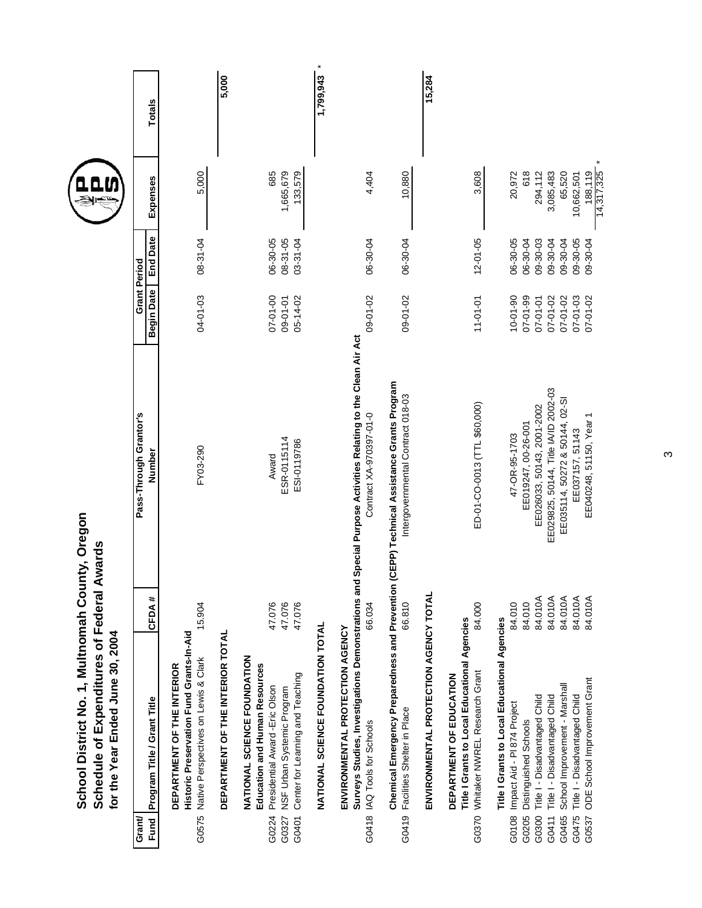# School District No. 1, Multnomah County, Oregon
## Schedule of Expenditures of Federal Awards
### for the Year Ended June 30, 2004

| Grant/ Fund | Program Title / Grant Title | CFDA # | Pass-Through Grantor's Number | Grant Period Begin Date | Grant Period End Date | Expenses | Totals |
|---|---|---|---|---|---|---|---|
| | **DEPARTMENT OF THE INTERIOR** | | | | | | |
| | **Historic Preservation Fund Grants-In-Aid** | | | | | | |
| G0575 | Native Perspectives on Lewis & Clark | 15.904 | FY03-290 | 04-01-03 | 08-31-04 | 5,000 | |
| | **DEPARTMENT OF THE INTERIOR TOTAL** | | | | | | **5,000** |
| | **NATIONAL SCIENCE FOUNDATION** | | | | | | |
| | **Education and Human Resources** | | | | | | |
| G0224 | Presidential Award -Eric Olson | 47.076 | Award | 07-01-00 | 06-30-05 | 685 | |
| G0327 | NSF Urban Systemic Program | 47.076 | ESR-0115114 | 09-01-01 | 08-31-05 | 1,665,679 | |
| G0401 | Center for Learning and Teaching | 47.076 | ESI-0119786 | 05-14-02 | 03-31-04 | 133,579 | |
| | **NATIONAL SCIENCE FOUNDATION TOTAL** | | | | | | **1,799,943** * |
| | **ENVIRONMENTAL PROTECTION AGENCY** | | | | | | |
| | **Surveys Studies, Investigations Demonstrations and Special Purpose Activities Relating to the Clean Air Act** | | | | | | |
| G0418 | IAQ Tools for Schools | 66.034 | Contract XA-970397-01-0 | 09-01-02 | 06-30-04 | 4,404 | |
| | **Chemical Emergency Preparedness and Prevention (CEPP) Technical Assistance Grants Program** | | | | | | |
| G0419 | Facilities Shelter in Place | 66.810 | Intergovernmental Contract 018-03 | 09-01-02 | 06-30-04 | 10,880 | |
| | **ENVIRONMENTAL PROTECTION AGENCY TOTAL** | | | | | | **15,284** |
| | **DEPARTMENT OF EDUCATION** | | | | | | |
| | **Title I Grants to Local Educational Agencies** | | | | | | |
| G0370 | Whitaker NWREL Research Grant | 84.000 | ED-01-CO-0013 (TTL $60,000) | 11-01-01 | 12-01-05 | 3,608 | |
| | **Title I Grants to Local Educational Agencies** | | | | | | |
| G0108 | Impact Aid - Pl 874 Project | 84.010 | 47-OR-95-1703 | 10-01-90 | 06-30-05 | 20,972 | |
| G0205 | Distinguished Schools | 84.010 | EE019247, 00-26-001 | 07-01-99 | 06-30-04 | 618 | |
| G0300 | Title I - Disadvantaged Child | 84.010A | EE026033, 50143, 2001-2002 | 07-01-01 | 09-30-03 | 294,112 | |
| G0411 | Title I - Disadvantaged Child | 84.010A | EE029825, 50144, Title IA/ID 2002-03 | 07-01-02 | 09-30-04 | 3,085,483 | |
| G0465 | School Improvement - Marshall | 84.010A | EE035114, 50272 & 50144, 02-SI | 07-01-02 | 09-30-04 | 65,520 | |
| G0475 | Title I - Disadvantaged Child | 84.010A | EE037157, 51143 | 07-01-03 | 09-30-05 | 10,662,501 | |
| G0537 | ODE School Improvement Grant | 84.010A | EE040248, 51150, Year 1 | 07-01-02 | 09-30-04 | 188,119 | |
| | | | | | | 14,317,325 * | |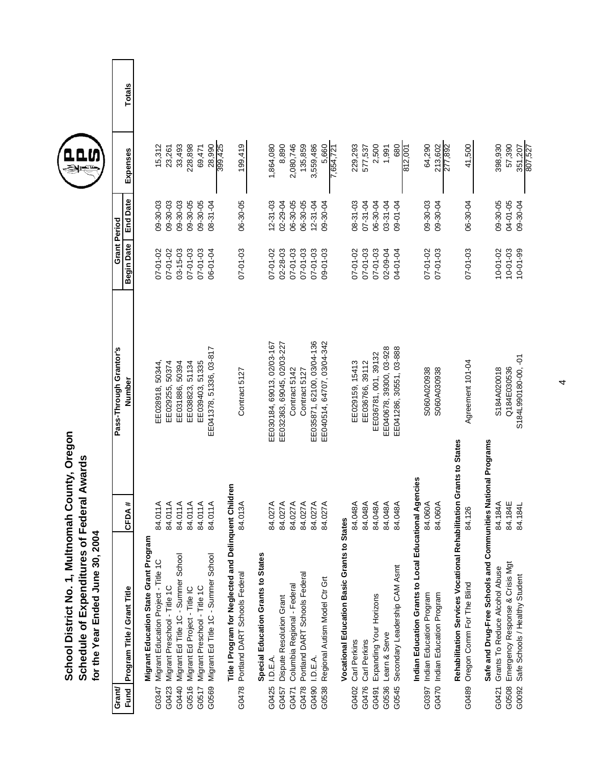# School District No. 1, Multnomah County, Oregon
## Schedule of Expenditures of Federal Awards
### for the Year Ended June 30, 2004

| Grant/ Fund | Program Title / Grant Title | CFDA # | Pass-Through Grantor's Number | Grant Period Begin Date | Grant Period End Date | Expenses | Totals |
|---|---|---|---|---|---|---|---|
| | **Migrant Education State Grant Program** | | | | | | |
| G0347 | Migrant Education Project - Title 1C | 84.011A | EE028918, 50344, | 07-01-02 | 09-30-03 | 15,312 | |
| G0423 | Migrant Preschool - Title 1C | 84.011A | EE029255, 50374 | 07-01-02 | 09-30-03 | 23,261 | |
| G0440 | Migrant Ed Title 1C - Summer School | 84.011A | EE031886, 50394 | 03-15-03 | 09-30-03 | 33,493 | |
| G0516 | Migrant Ed Project - Title IC | 84.011A | EE038823, 51134 | 07-01-03 | 09-30-05 | 228,898 | |
| G0517 | Migrant Preschool - Title 1C | 84.011A | EE039403, 51335 | 07-01-03 | 09-30-05 | 69,471 | |
| G0569 | Migrant Ed Title 1C - Summer School | 84.011A | EE041378, 51336, 03-817 | 06-01-04 | 08-31-04 | 28,990 | |
| | | | | | | 399,425 | |
| | **Title I Program for Neglected and Delinquent Children** | | | | | | |
| G0478 | Portland DART Schools Federal | 84.013A | Contract 5127 | 07-01-03 | 06-30-05 | 199,419 | |
| | **Special Education Grants to States** | | | | | | |
| G0425 | I.D.E.A. | 84.027A | EE030184, 69013, 02/03-167 | 07-01-02 | 12-31-03 | 1,864,080 | |
| G0457 | Dispute Resolution Grant | 84.027A | EE032363, 69045, 02/03-227 | 02-28-03 | 02-29-04 | 8,890 | |
| G0471 | Columbia Regional - Federal | 84.027A | Contract 5142 | 07-01-03 | 06-30-05 | 2,080,746 | |
| G0478 | Portland DART Schools Federal | 84.027A | Contract 5127 | 07-01-03 | 06-30-05 | 135,859 | |
| G0490 | I.D.E.A. | 84.027A | EE035871, 62100, 03/04-136 | 07-01-03 | 12-31-04 | 3,559,486 | |
| G0538 | Regional Autism Model Ctr Grt | 84.027A | EE040514, 64707, 03/04-342 | 09-01-03 | 09-30-04 | 5,660 | |
| | | | | | | 7,654,721 | |
| | **Vocational Education Basic Grants to States** | | | | | | |
| G0402 | Carl Perkins | 84.048A | EE029159, 15413 | 07-01-02 | 08-31-03 | 229,293 | |
| G0476 | Carl Perkins | 84.048A | EE036766, 39112 | 07-01-03 | 07-31-04 | 577,537 | |
| G0491 | Expanding Your Horizons | 84.048A | EE036781, 001, 39132 | 07-01-03 | 06-30-04 | 2,500 | |
| G0536 | Learn & Serve | 84.048A | EE040678, 39300, 03-928 | 02-09-04 | 03-31-04 | 1,991 | |
| G0545 | Secondary Leadership CAM Asmt | 84.048A | EE041286, 30551, 03-888 | 04-01-04 | 09-01-04 | 680 | |
| | | | | | | 812,001 | |
| | **Indian Education Grants to Local Educational Agencies** | | | | | | |
| G0397 | Indian Education Program | 84.060A | S060A020938 | 07-01-02 | 09-30-03 | 64,290 | |
| G0470 | Indian Education Program | 84.060A | S060A030938 | 07-01-03 | 09-30-04 | 213,602 | |
| | | | | | | 277,892 | |
| | **Rehabilitation Services Vocational Rehabilitation Grants to States** | | | | | | |
| G0489 | Oregon Comm For The Blind | 84.126 | Agreement 101-04 | 07-01-03 | 06-30-04 | 41,500 | |
| | **Safe and Drug-Free Schools and Communities National Programs** | | | | | | |
| G0421 | Grants To Reduce Alcohol Abuse | 84.184A | S184A020018 | 10-01-02 | 09-30-05 | 398,930 | |
| G0508 | Emergency Response & Crisis Mgt | 84.184E | Q184E030536 | 10-01-03 | 04-01-05 | 57,390 | |
| G0092 | Safe Schools / Healthy Student | 84.184L | S184L990180-00, -01 | 10-01-99 | 09-30-04 | 351,207 | |
| | | | | | | 807,527 | |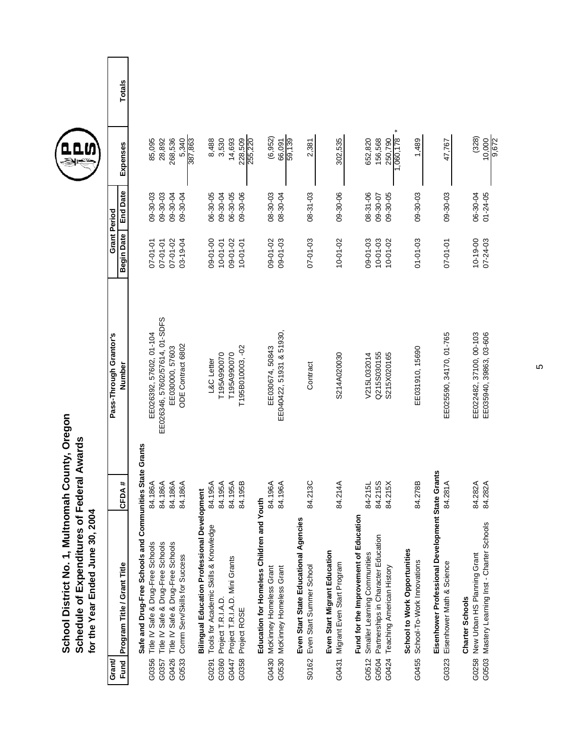# School District No. 1, Multnomah County, Oregon
## Schedule of Expenditures of Federal Awards
### for the Year Ended June 30, 2004

| Grant/ Fund | Program Title / Grant Title | CFDA # | Pass-Through Grantor's Number | Grant Period Begin Date | Grant Period End Date | Expenses | Totals |
|---|---|---|---|---|---|---|---|
| | **Safe and Drug-Free Schools and Communities State Grants** | | | | | | |
| G0356 | Title IV Safe & Drug-Free Schools | 84.186A | EE026392, 57602, 01-104 | 07-01-01 | 09-30-03 | 85,095 | |
| G0357 | Title IV Safe & Drug-Free Schools | 84.186A | EE026346, 57602/57614, 01-SDFS | 07-01-01 | 09-30-03 | 28,892 | |
| G0426 | Title IV Safe & Drug-Free Schools | 84.186A | EE030000, 57603 | 07-01-02 | 09-30-04 | 268,536 | |
| G0533 | Comm Serv/Skills for Success | 84.186A | ODE Contract 6802 | 03-19-04 | 09-30-04 | 5,340 | |
| | | | | | | 387,863 | |
| | **Bilingual Education Professional Development** | | | | | | |
| G0291 | Tools for Academic Skills & Knowledge | 84.195A | L&C Letter | 09-01-00 | 06-30-05 | 8,488 | |
| G0360 | Project T.R.I.A.D. | 84.195A | T195A990070 | 10-01-01 | 09-30-04 | 3,530 | |
| G0447 | Project T.R.I.A.D. Mini Grants | 84.195A | T195A990070 | 09-01-02 | 06-30-05 | 14,693 | |
| G0358 | Project ROSE | 84.195B | T195B010003, -02 | 10-01-01 | 09-30-06 | 228,509 | |
| | | | | | | 255,220 | |
| | **Education for Homeless Children and Youth** | | | | | | |
| G0430 | McKinney Homeless Grant | 84.196A | EE030674, 50843 | 09-01-02 | 08-30-03 | (6,952) | |
| G0530 | McKinney Homeless Grant | 84.196A | EE040422, 51931 & 51930, | 09-01-03 | 08-30-04 | 66,091 | |
| | | | | | | 59,139 | |
| | **Even Start State Educational Agencies** | | | | | | |
| S0162 | Even Start Summer School | 84.213C | Contract | 07-01-03 | 08-31-03 | 2,381 | |
| | **Even Start Migrant Education** | | | | | | |
| G0431 | Migrant Even Start Program | 84.214A | S214A020030 | 10-01-02 | 09-30-06 | 302,535 | |
| | **Fund for the Improvement of Education** | | | | | | |
| G0512 | Smaller Learning Communities | 84-215L | V215L032014 | 09-01-03 | 08-31-06 | 652,820 | |
| G0504 | Partnerships in Character Education | 84.215S | Q215S030155 | 10-01-03 | 09-30-07 | 156,568 | |
| G0424 | Teaching American History | 84.215X | S215X020165 | 10-01-02 | 09-30-05 | 250,790 | |
| | | | | | | 1,060,178 * | |
| | **School to Work Opportunities** | | | | | | |
| G0455 | School-To-Work Innovations | 84.278B | EE031910, 15690 | 01-01-03 | 09-30-03 | 1,489 | |
| | **Eisenhower Professional Development State Grants** | | | | | | |
| G0323 | Eisenhower Math & Science | 84.281A | EE025590, 34170, 01-765 | 07-01-01 | 09-30-03 | 47,767 | |
| | **Charter Schools** | | | | | | |
| G0258 | New Urban HS Planning Grant | 84.282A | EE022482, 37100, 00-103 | 10-19-00 | 06-30-04 | (328) | |
| G0503 | Mastery Learning Inst - Charter Schools | 84.282A | EE035940, 39863, 03-606 | 07-24-03 | 01-24-05 | 10,000 | |
| | | | | | | 9,672 | |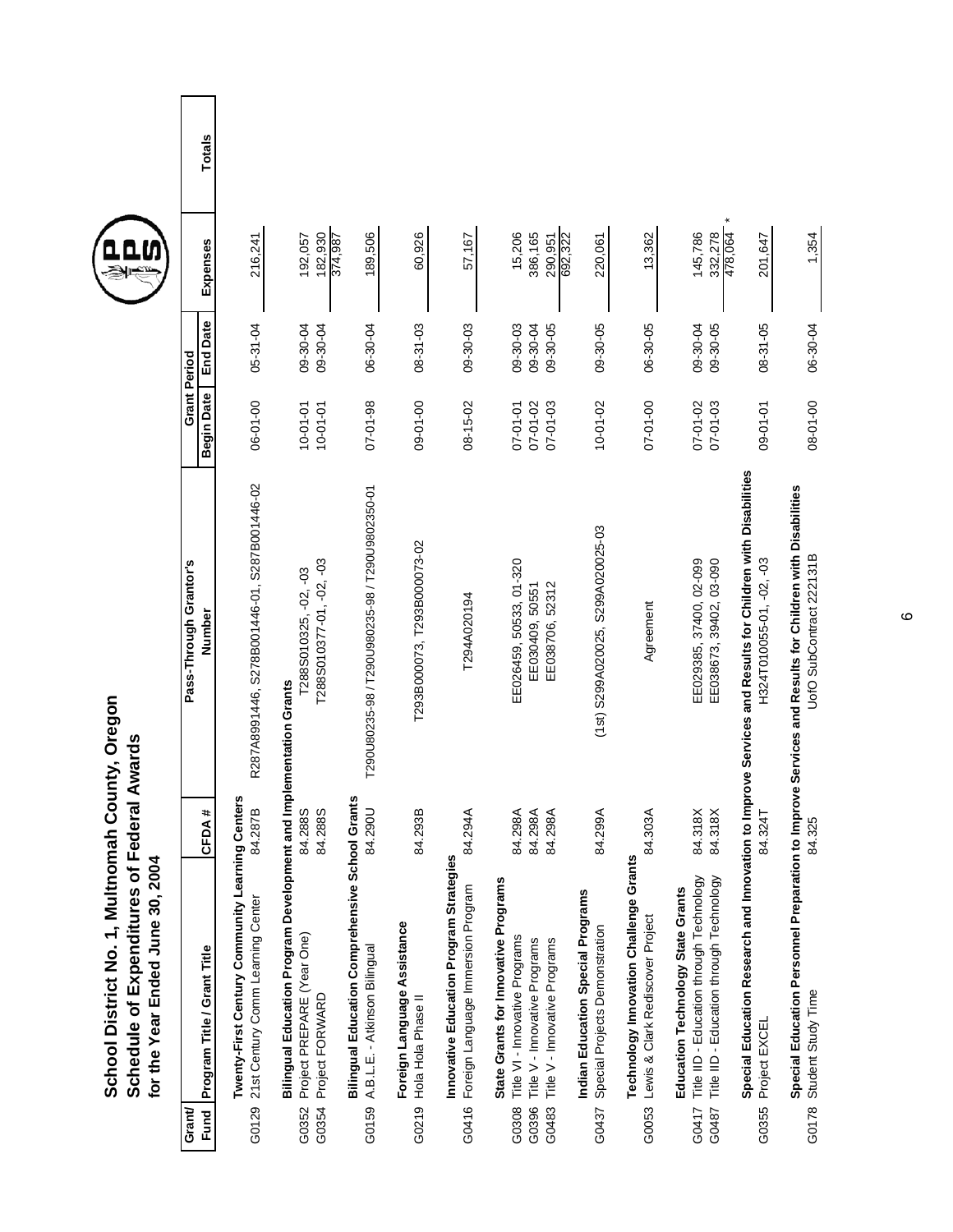# School District No. 1, Multnomah County, Oregon
## Schedule of Expenditures of Federal Awards
### for the Year Ended June 30, 2004

| Grant/ Fund | Program Title / Grant Title | CFDA # | Pass-Through Grantor's Number | Grant Period Begin Date | Grant Period End Date | Expenses | Totals |
|---|---|---|---|---|---|---|---|
| | **Twenty-First Century Community Learning Centers** | | | | | | |
| G0129 | 21st Century Comm Learning Center | 84.287B | R287A891446, S278B001446-01, S287B001446-02 | 06-01-00 | 05-31-04 | 216,241 | |
| | **Bilingual Education Program Development and Implementation Grants** | | | | | | |
| G0352 | Project PREPARE (Year One) | 84.288S | T288S010325, -02, -03 | 10-01-01 | 09-30-04 | 192,057 | |
| G0354 | Project FORWARD | 84.288S | T288S010377-01, -02, -03 | 10-01-01 | 09-30-04 | 182,930 | |
| | | | | | | 374,987 | |
| | **Bilingual Education Comprehensive School Grants** | | | | | | |
| G0159 | A.B.L.E. - Atkinson Bilingual | 84.290U | T290U80235-98 / T290U980235-98 / T290U9802350-01 | 07-01-98 | 06-30-04 | 189,506 | |
| | **Foreign Language Assistance** | | | | | | |
| G0219 | Hola Hola Phase II | 84.293B | T293B000073, T293B000073-02 | 09-01-00 | 08-31-03 | 60,926 | |
| | **Innovative Education Program Strategies** | | | | | | |
| G0416 | Foreign Language Immersion Program | 84.294A | T294A020194 | 08-15-02 | 09-30-03 | 57,167 | |
| | **State Grants for Innovative Programs** | | | | | | |
| G0308 | Title VI - Innovative Programs | 84.298A | EE026459, 50533, 01-320 | 07-01-01 | 09-30-03 | 15,206 | |
| G0396 | Title V - Innovative Programs | 84.298A | EE030409, 50551 | 07-01-02 | 09-30-04 | 386,165 | |
| G0483 | Title V - Innovative Programs | 84.298A | EE038706, 52312 | 07-01-03 | 09-30-05 | 290,951 | |
| | | | | | | 692,322 | |
| | **Indian Education Special Programs** | | | | | | |
| G0437 | Special Projects Demonstration | 84.299A | (1st) S299A020025, S299A020025-03 | 10-01-02 | 09-30-05 | 220,061 | |
| | **Technology Innovation Challenge Grants** | | | | | | |
| G0053 | Lewis & Clark Rediscover Project | 84.303A | Agreement | 07-01-00 | 06-30-05 | 13,362 | |
| | **Education Technology State Grants** | | | | | | |
| G0417 | Title IID - Education through Technology | 84.318X | EE029385, 37400, 02-099 | 07-01-02 | 09-30-04 | 145,786 | |
| G0487 | Title IID - Education through Technology | 84.318X | EE038673, 39402, 03-090 | 07-01-03 | 09-30-05 | 332,278 | |
| | | | | | | 478,064 * | |
| | **Special Education Research and Innovation to Improve Services and Results for Children with Disabilities** | | | | | | |
| G0355 | Project EXCEL | 84.324T | H324T010055-01, -02, -03 | 09-01-01 | 08-31-05 | 201,647 | |
| | **Special Education Personnel Preparation to Improve Services and Results for Children with Disabilities** | | | | | | |
| G0178 | Student Study Time | 84.325 | UofO SubContract 222131B | 08-01-00 | 06-30-04 | 1,354 | |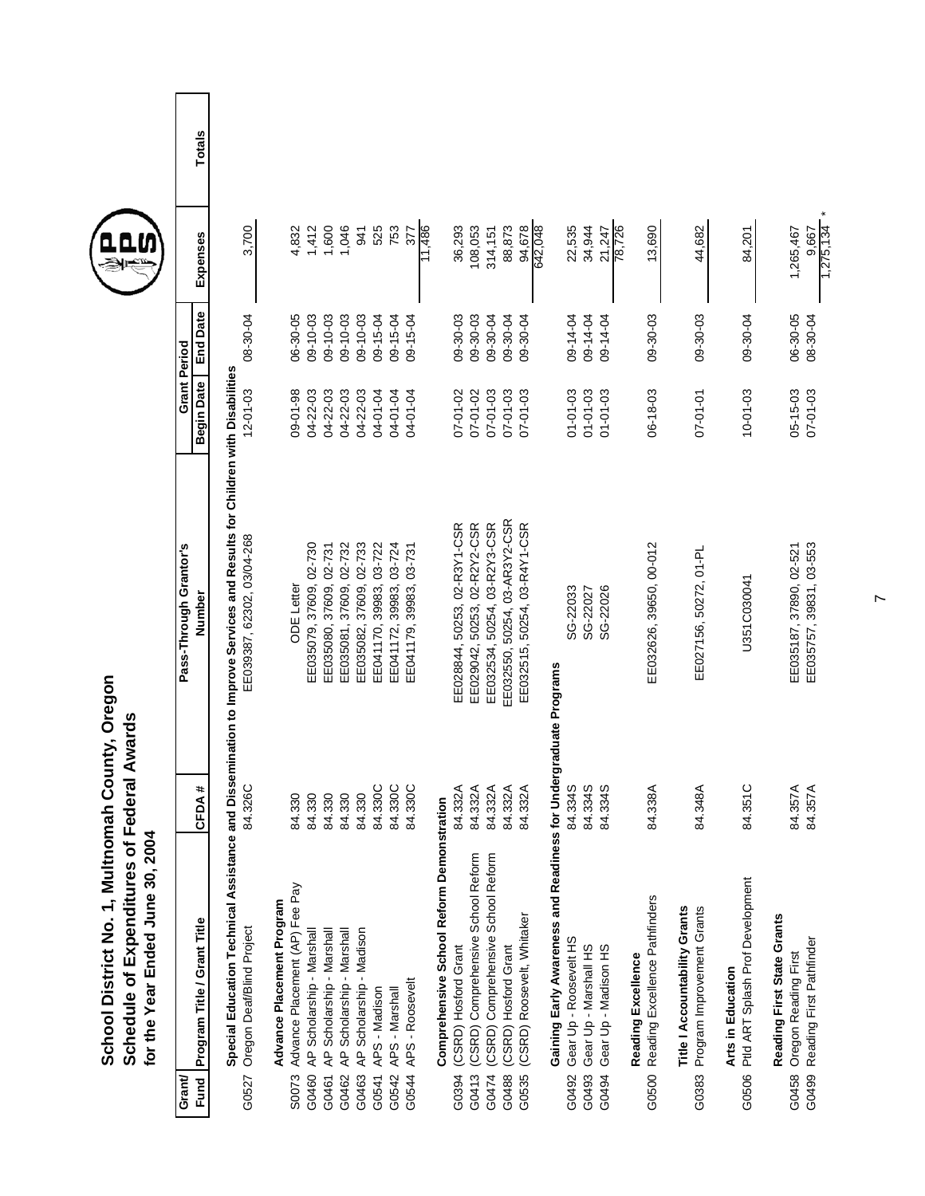# School District No. 1, Multnomah County, Oregon
## Schedule of Expenditures of Federal Awards
### for the Year Ended June 30, 2004

| Grant/ Fund | Program Title / Grant Title | CFDA # | Pass-Through Grantor's Number | Grant Period Begin Date | Grant Period End Date | Expenses | Totals |
|---|---|---|---|---|---|---|---|
| | **Special Education Technical Assistance and Dissemination to Improve Services and Results for Children with Disabilities** | | | | | | |
| G0527 | Oregon Deaf/Blind Project | 84.326C | EE039387, 62302, 03/04-268 | 12-01-03 | 08-30-04 | 3,700 | |
| | **Advance Placement Program** | | | | | | |
| S0073 | Advance Placement (AP) Fee Pay | 84.330 | ODE Letter | 09-01-98 | 06-30-05 | 4,832 | |
| G0460 | AP Scholarship - Marshall | 84.330 | EE035079, 37609, 02-730 | 04-22-03 | 09-10-03 | 1,412 | |
| G0461 | AP Scholarship - Marshall | 84.330 | EE035080, 37609, 02-731 | 04-22-03 | 09-10-03 | 1,600 | |
| G0462 | AP Scholarship - Marshall | 84.330 | EE035081, 37609, 02-732 | 04-22-03 | 09-10-03 | 1,046 | |
| G0463 | AP Scholarship - Madison | 84.330 | EE035082, 37609, 02-733 | 04-22-03 | 09-10-03 | 941 | |
| G0541 | APS - Madison | 84.330C | EE041170, 39983, 03-722 | 04-01-04 | 09-15-04 | 525 | |
| G0542 | APS - Marshall | 84.330C | EE041172, 39983, 03-724 | 04-01-04 | 09-15-04 | 753 | |
| G0544 | APS - Roosevelt | 84.330C | EE041179, 39983, 03-731 | 04-01-04 | 09-15-04 | 377 | |
| | | | | | | 11,486 | |
| | **Comprehensive School Reform Demonstration** | | | | | | |
| G0394 | (CSRD) Hosford Grant | 84.332A | EE028844, 50253, 02-R3Y1-CSR | 07-01-02 | 09-30-03 | 36,293 | |
| G0413 | (CSRD) Comprehensive School Reform | 84.332A | EE029042, 50253, 02-R2Y2-CSR | 07-01-02 | 09-30-03 | 108,053 | |
| G0474 | (CSRD) Comprehensive School Reform | 84.332A | EE032534, 50254, 03-R2Y3-CSR | 07-01-03 | 09-30-04 | 314,151 | |
| G0488 | (CSRD) Hosford Grant | 84.332A | EE032550, 50254, 03-AR3Y2-CSR | 07-01-03 | 09-30-04 | 88,873 | |
| G0535 | (CSRD) Roosevelt, Whitaker | 84.332A | EE032515, 50254, 03-R4Y1-CSR | 07-01-03 | 09-30-04 | 94,678 | |
| | | | | | | 642,048 | |
| | **Gaining Early Awareness and Readiness for Undergraduate Programs** | | | | | | |
| G0492 | Gear Up - Roosevelt HS | 84.334S | SG-22033 | 01-01-03 | 09-14-04 | 22,535 | |
| G0493 | Gear Up - Marshall HS | 84.334S | SG-22027 | 01-01-03 | 09-14-04 | 34,944 | |
| G0494 | Gear Up - Madison HS | 84.334S | SG-22026 | 01-01-03 | 09-14-04 | 21,247 | |
| | | | | | | 78,726 | |
| | **Reading Excellence** | | | | | | |
| G0500 | Reading Excellence Pathfinders | 84.338A | EE032626, 39650, 00-012 | 06-18-03 | 09-30-03 | 13,690 | |
| | **Title I Accountability Grants** | | | | | | |
| G0383 | Program Improvement Grants | 84.348A | EE027156, 50272, 01-PL | 07-01-01 | 09-30-03 | 44,682 | |
| | **Arts in Education** | | | | | | |
| G0506 | Ptld ART Splash Prof Development | 84.351C | U351C030041 | 10-01-03 | 09-30-04 | 84,201 | |
| | **Reading First State Grants** | | | | | | |
| G0458 | Oregon Reading First | 84.357A | EE035187, 37890, 02-521 | 05-15-03 | 06-30-05 | 1,265,467 | |
| G0499 | Reading First Pathfinder | 84.357A | EE035757, 39831, 03-553 | 07-01-03 | 08-30-04 | 9,667 | |
| | | | | | | 1,275,134 * | |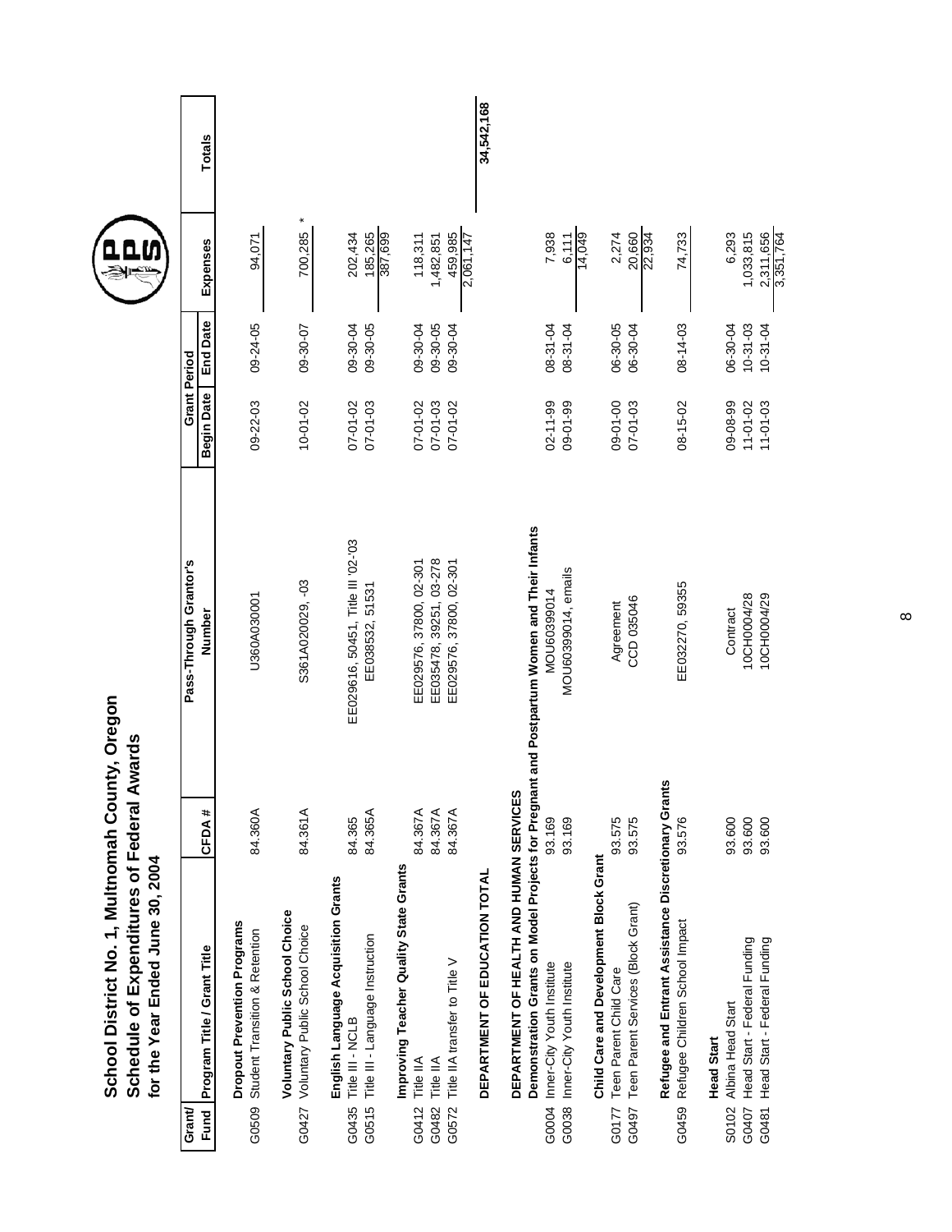# School District No. 1, Multnomah County, Oregon
## Schedule of Expenditures of Federal Awards
### for the Year Ended June 30, 2004

| Grant/ Fund | Program Title / Grant Title | CFDA # | Pass-Through Grantor's Number | Grant Period Begin Date | Grant Period End Date | Expenses | Totals |
|---|---|---|---|---|---|---|---|
| | **Dropout Prevention Programs** | | | | | | |
| G0509 | Student Transition & Retention | 84.360A | U360A030001 | 09-22-03 | 09-24-05 | 94,071 | |
| | **Voluntary Public School Choice** | | | | | | |
| G0427 | Voluntary Public School Choice | 84.361A | S361A020029, -03 | 10-01-02 | 09-30-07 | 700,285 * | |
| | **English Language Acquisition Grants** | | | | | | |
| G0435 | Title III - NCLB | 84.365 | EE029616, 50451, Title III '02-'03 | 07-01-02 | 09-30-04 | 202,434 | |
| G0515 | Title III - Language Instruction | 84.365A | EE038532, 51531 | 07-01-03 | 09-30-05 | 185,265 | |
| | | | | | | 387,699 | |
| | **Improving Teacher Quality State Grants** | | | | | | |
| G0412 | Title IIA | 84.367A | EE029576, 37800, 02-301 | 07-01-02 | 09-30-04 | 118,311 | |
| G0482 | Title IIA | 84.367A | EE035478, 39251, 03-278 | 07-01-03 | 09-30-05 | 1,482,851 | |
| G0572 | Title IIA transfer to Title V | 84.367A | EE029576, 37800, 02-301 | 07-01-02 | 09-30-04 | 459,985 | |
| | | | | | | 2,061,147 | |
| | **DEPARTMENT OF EDUCATION TOTAL** | | | | | | 34,542,168 |
| | **DEPARTMENT OF HEALTH AND HUMAN SERVICES** | | | | | | |
| | **Demonstration Grants on Model Projects for Pregnant and Postpartum Women and Their Infants** | | | | | | |
| G0004 | Inner-City Youth Institute | 93.169 | MOU6039914 | 02-11-99 | 08-31-04 | 7,938 | |
| G0038 | Inner-City Youth Institute | 93.169 | MOU6039914, emails | 09-01-99 | 08-31-04 | 6,111 | |
| | | | | | | 14,049 | |
| | **Child Care and Development Block Grant** | | | | | | |
| G0177 | Teen Parent Child Care | 93.575 | Agreement | 09-01-00 | 06-30-05 | 2,274 | |
| G0497 | Teen Parent Services (Block Grant) | 93.575 | CCD 035046 | 07-01-03 | 06-30-04 | 20,660 | |
| | | | | | | 22,934 | |
| | **Refugee and Entrant Assistance Discretionary Grants** | | | | | | |
| G0459 | Refugee Children School Impact | 93.576 | EE032270, 59355 | 08-15-02 | 08-14-03 | 74,733 | |
| | **Head Start** | | | | | | |
| S0102 | Albina Head Start | 93.600 | Contract | 09-08-99 | 06-30-04 | 6,293 | |
| G0407 | Head Start - Federal Funding | 93.600 | 10CH0004/28 | 11-01-02 | 10-31-03 | 1,033,815 | |
| G0481 | Head Start - Federal Funding | 93.600 | 10CH0004/29 | 11-01-03 | 10-31-04 | 2,311,656 | |
| | | | | | | 3,351,764 | |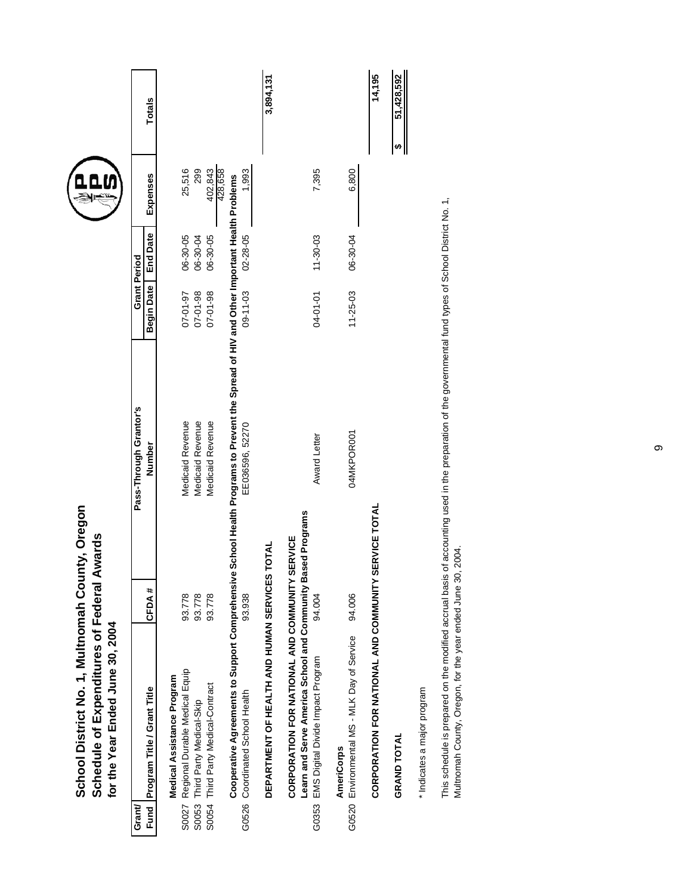# School District No. 1, Multnomah County, Oregon
## Schedule of Expenditures of Federal Awards
### for the Year Ended June 30, 2004

| Grant/ Fund | Program Title / Grant Title | CFDA # | Pass-Through Grantor's Number | Grant Period Begin Date | Grant Period End Date | Expenses | Totals |
|---|---|---|---|---|---|---|---|
| | **Medical Assistance Program** | | | | | | |
| S0027 | Regional Durable Medical Equip | 93.778 | Medicaid Revenue | 07-01-97 | 06-30-05 | 25,516 | |
| S0053 | Third Party Medical-Skip | 93.778 | Medicaid Revenue | 07-01-98 | 06-30-04 | 299 | |
| S0054 | Third Party Medical-Contract | 93.778 | Medicaid Revenue | 07-01-98 | 06-30-05 | 402,843 | |
| | | | | | | 428,658 | |
| | **Cooperative Agreements to Support Comprehensive School Health Programs to Prevent the Spread of HIV and Other Important Health Problems** | | | | | | |
| G0526 | Coordinated School Health | 93.938 | EE036596, 52270 | 09-11-03 | 02-28-05 | 1,993 | |
| | **DEPARTMENT OF HEALTH AND HUMAN SERVICES TOTAL** | | | | | | 3,894,131 |
| | **CORPORATION FOR NATIONAL AND COMMUNITY SERVICE** | | | | | | |
| | **Learn and Serve America School and Community Based Programs** | | | | | | |
| G0353 | EMS Digital Divide Impact Program | 94.004 | Award Letter | 04-01-01 | 11-30-03 | 7,395 | |
| | **AmeriCorps** | | | | | | |
| G0520 | Environmental MS - MLK Day of Service | 94.006 | 04MKPOR001 | 11-25-03 | 06-30-04 | 6,800 | |
| | **CORPORATION FOR NATIONAL AND COMMUNITY SERVICE TOTAL** | | | | | | 14,195 |
| | **GRAND TOTAL** | | | | | | $ 51,428,592 |

\* Indicates a major program

This schedule is prepared on the modified accrual basis of accounting used in the preparation of the governmental fund types of School District No. 1, Multnomah County, Oregon, for the year ended June 30, 2004.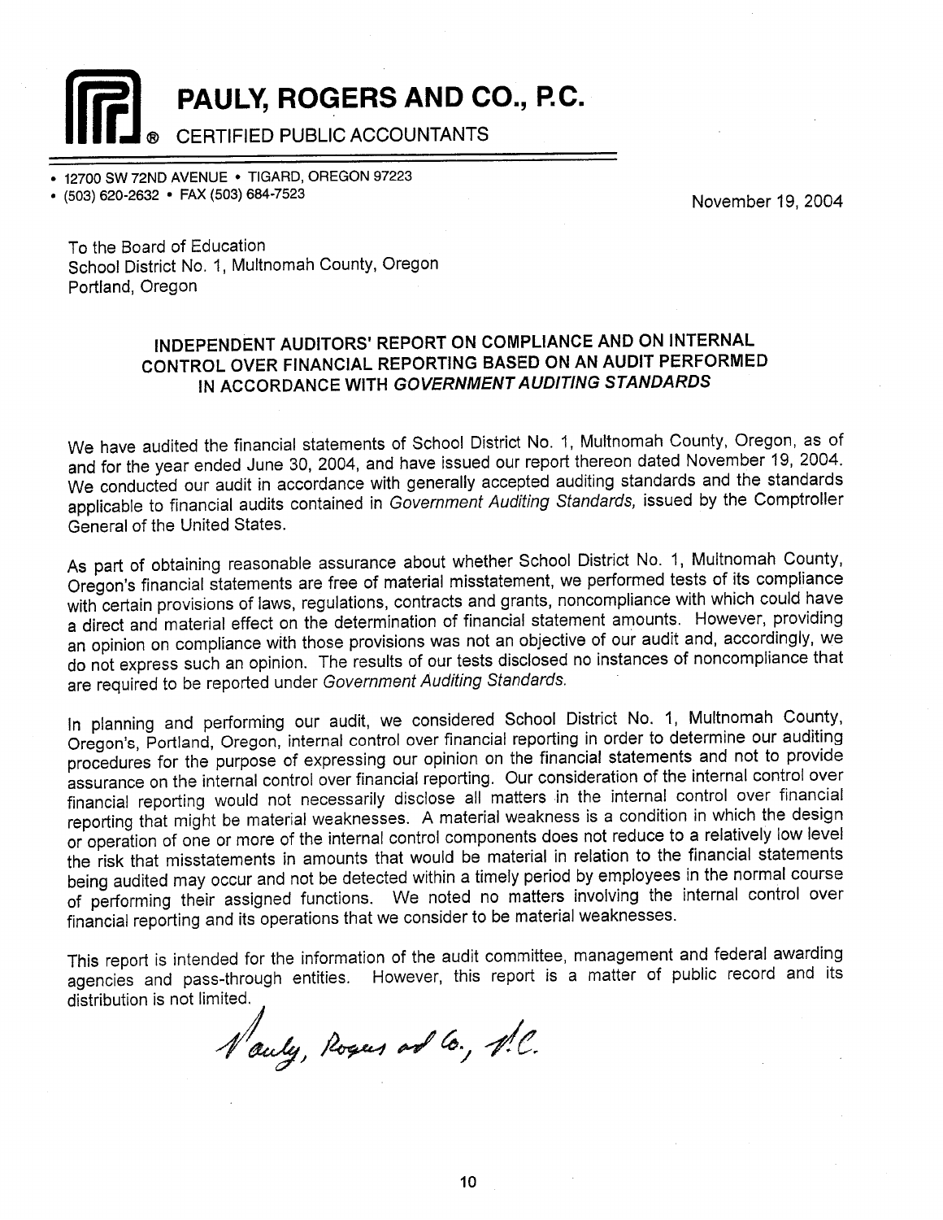# PAULY, ROGERS AND CO., P.C.

CERTIFIED PUBLIC ACCOUNTANTS

- 12700 SW 72ND AVENUE • TIGARD, OREGON 97223
- (503) 620-2632 • FAX (503) 684-7523

November 19, 2004

To the Board of Education
School District No. 1, Multnomah County, Oregon
Portland, Oregon

## INDEPENDENT AUDITORS' REPORT ON COMPLIANCE AND ON INTERNAL CONTROL OVER FINANCIAL REPORTING BASED ON AN AUDIT PERFORMED IN ACCORDANCE WITH *GOVERNMENT AUDITING STANDARDS*

We have audited the financial statements of School District No. 1, Multnomah County, Oregon, as of and for the year ended June 30, 2004, and have issued our report thereon dated November 19, 2004. We conducted our audit in accordance with generally accepted auditing standards and the standards applicable to financial audits contained in *Government Auditing Standards,* issued by the Comptroller General of the United States.

As part of obtaining reasonable assurance about whether School District No. 1, Multnomah County, Oregon's financial statements are free of material misstatement, we performed tests of its compliance with certain provisions of laws, regulations, contracts and grants, noncompliance with which could have a direct and material effect on the determination of financial statement amounts. However, providing an opinion on compliance with those provisions was not an objective of our audit and, accordingly, we do not express such an opinion. The results of our tests disclosed no instances of noncompliance that are required to be reported under *Government Auditing Standards.*

In planning and performing our audit, we considered School District No. 1, Multnomah County, Oregon's, Portland, Oregon, internal control over financial reporting in order to determine our auditing procedures for the purpose of expressing our opinion on the financial statements and not to provide assurance on the internal control over financial reporting. Our consideration of the internal control over financial reporting would not necessarily disclose all matters in the internal control over financial reporting that might be material weaknesses. A material weakness is a condition in which the design or operation of one or more of the internal control components does not reduce to a relatively low level the risk that misstatements in amounts that would be material in relation to the financial statements being audited may occur and not be detected within a timely period by employees in the normal course of performing their assigned functions. We noted no matters involving the internal control over financial reporting and its operations that we consider to be material weaknesses.

This report is intended for the information of the audit committee, management and federal awarding agencies and pass-through entities. However, this report is a matter of public record and its distribution is not limited.

*Pauly, Rogers and Co., P.C.*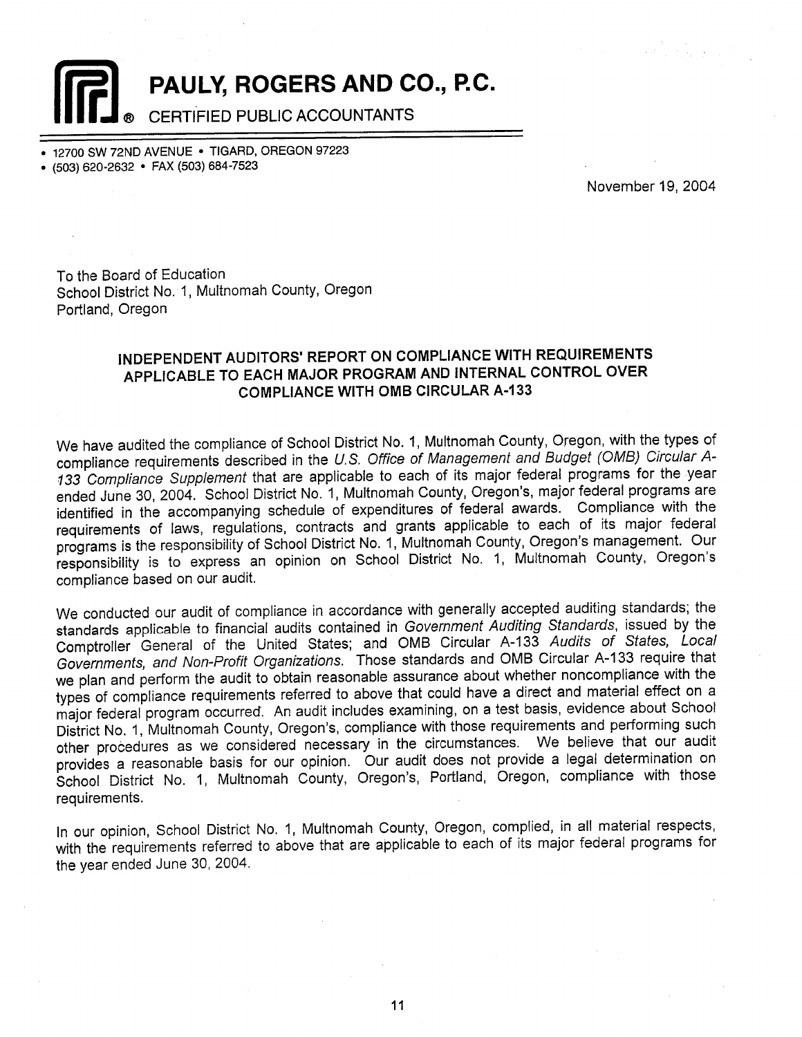# PAULY, ROGERS AND CO., P.C.

CERTIFIED PUBLIC ACCOUNTANTS

- 12700 SW 72ND AVENUE • TIGARD, OREGON 97223
- (503) 620-2632 • FAX (503) 684-7523

November 19, 2004

To the Board of Education
School District No. 1, Multnomah County, Oregon
Portland, Oregon

## INDEPENDENT AUDITORS' REPORT ON COMPLIANCE WITH REQUIREMENTS APPLICABLE TO EACH MAJOR PROGRAM AND INTERNAL CONTROL OVER COMPLIANCE WITH OMB CIRCULAR A-133

We have audited the compliance of School District No. 1, Multnomah County, Oregon, with the types of compliance requirements described in the *U.S. Office of Management and Budget (OMB) Circular A-133 Compliance Supplement* that are applicable to each of its major federal programs for the year ended June 30, 2004. School District No. 1, Multnomah County, Oregon's, major federal programs are identified in the accompanying schedule of expenditures of federal awards. Compliance with the requirements of laws, regulations, contracts and grants applicable to each of its major federal programs is the responsibility of School District No. 1, Multnomah County, Oregon's management. Our responsibility is to express an opinion on School District No. 1, Multnomah County, Oregon's compliance based on our audit.

We conducted our audit of compliance in accordance with generally accepted auditing standards; the standards applicable to financial audits contained in *Government Auditing Standards*, issued by the Comptroller General of the United States; and OMB Circular A-133 *Audits of States, Local Governments, and Non-Profit Organizations*. Those standards and OMB Circular A-133 require that we plan and perform the audit to obtain reasonable assurance about whether noncompliance with the types of compliance requirements referred to above that could have a direct and material effect on a major federal program occurred. An audit includes examining, on a test basis, evidence about School District No. 1, Multnomah County, Oregon's, compliance with those requirements and performing such other procedures as we considered necessary in the circumstances. We believe that our audit provides a reasonable basis for our opinion. Our audit does not provide a legal determination on School District No. 1, Multnomah County, Oregon's, Portland, Oregon, compliance with those requirements.

In our opinion, School District No. 1, Multnomah County, Oregon, complied, in all material respects, with the requirements referred to above that are applicable to each of its major federal programs for the year ended June 30, 2004.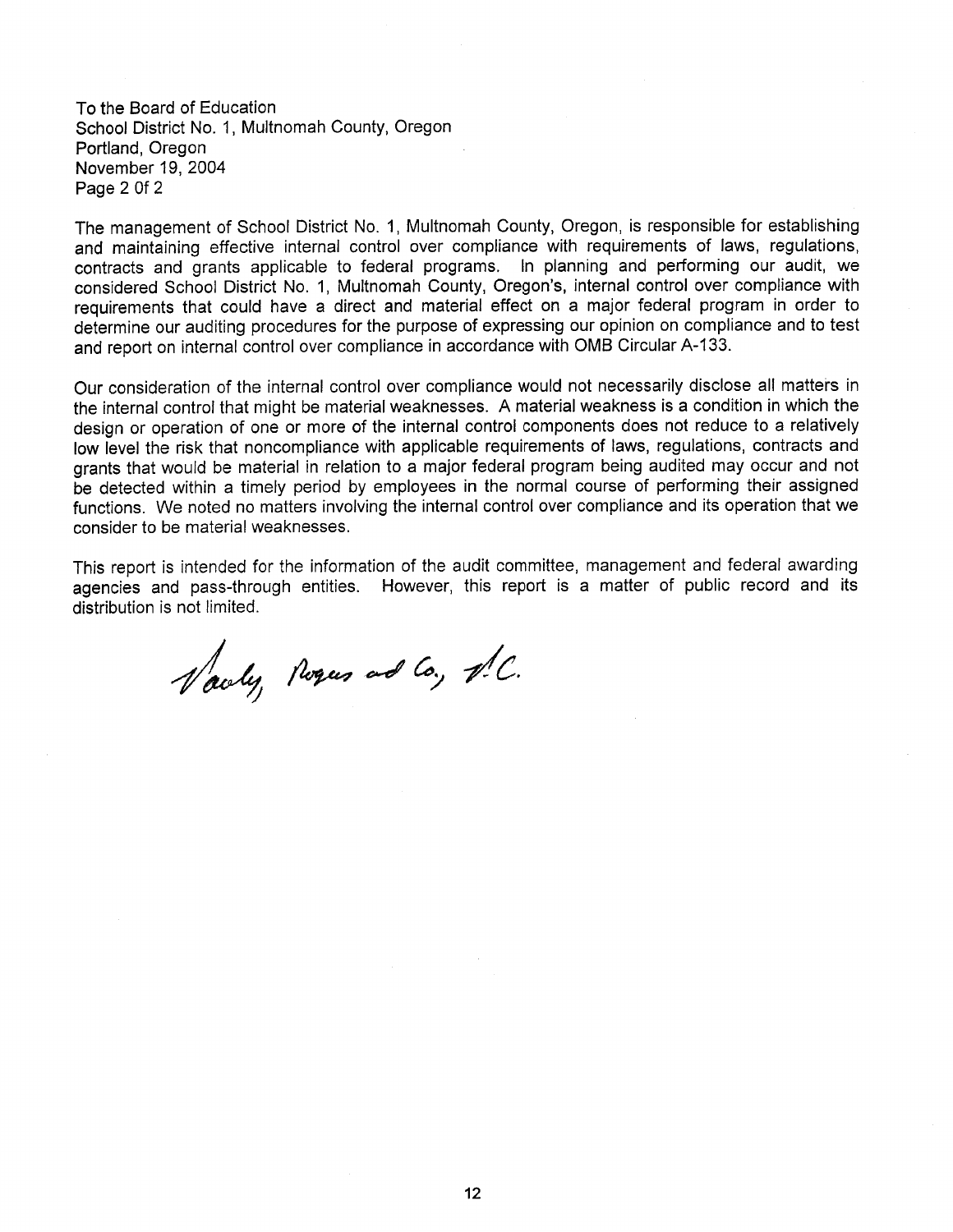To the Board of Education
School District No. 1, Multnomah County, Oregon
Portland, Oregon
November 19, 2004
Page 2 Of 2

The management of School District No. 1, Multnomah County, Oregon, is responsible for establishing and maintaining effective internal control over compliance with requirements of laws, regulations, contracts and grants applicable to federal programs. In planning and performing our audit, we considered School District No. 1, Multnomah County, Oregon's, internal control over compliance with requirements that could have a direct and material effect on a major federal program in order to determine our auditing procedures for the purpose of expressing our opinion on compliance and to test and report on internal control over compliance in accordance with OMB Circular A-133.

Our consideration of the internal control over compliance would not necessarily disclose all matters in the internal control that might be material weaknesses. A material weakness is a condition in which the design or operation of one or more of the internal control components does not reduce to a relatively low level the risk that noncompliance with applicable requirements of laws, regulations, contracts and grants that would be material in relation to a major federal program being audited may occur and not be detected within a timely period by employees in the normal course of performing their assigned functions. We noted no matters involving the internal control over compliance and its operation that we consider to be material weaknesses.

This report is intended for the information of the audit committee, management and federal awarding agencies and pass-through entities. However, this report is a matter of public record and its distribution is not limited.

Pauly, Rogers and Co., P.C.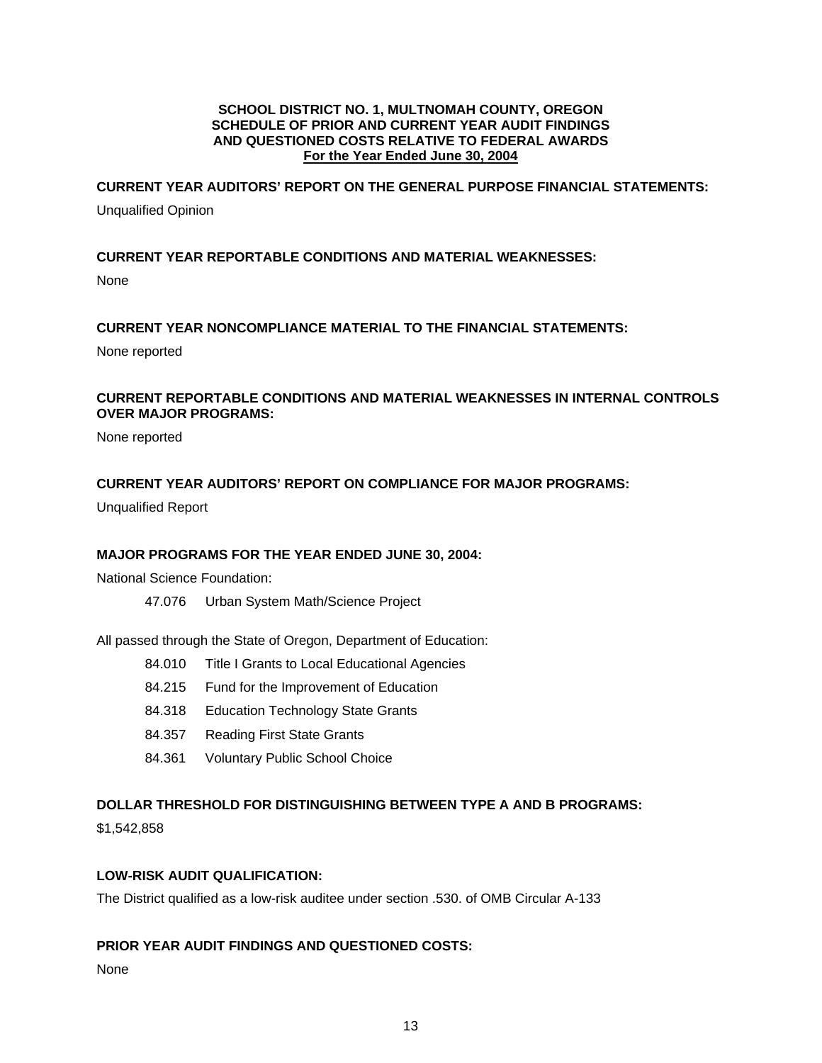**SCHOOL DISTRICT NO. 1, MULTNOMAH COUNTY, OREGON**
**SCHEDULE OF PRIOR AND CURRENT YEAR AUDIT FINDINGS**
**AND QUESTIONED COSTS RELATIVE TO FEDERAL AWARDS**
**For the Year Ended June 30, 2004**

### CURRENT YEAR AUDITORS' REPORT ON THE GENERAL PURPOSE FINANCIAL STATEMENTS:

Unqualified Opinion

### CURRENT YEAR REPORTABLE CONDITIONS AND MATERIAL WEAKNESSES:

None

### CURRENT YEAR NONCOMPLIANCE MATERIAL TO THE FINANCIAL STATEMENTS:

None reported

### CURRENT REPORTABLE CONDITIONS AND MATERIAL WEAKNESSES IN INTERNAL CONTROLS OVER MAJOR PROGRAMS:

None reported

### CURRENT YEAR AUDITORS' REPORT ON COMPLIANCE FOR MAJOR PROGRAMS:

Unqualified Report

### MAJOR PROGRAMS FOR THE YEAR ENDED JUNE 30, 2004:

National Science Foundation:

- 47.076 Urban System Math/Science Project

All passed through the State of Oregon, Department of Education:

- 84.010 Title I Grants to Local Educational Agencies
- 84.215 Fund for the Improvement of Education
- 84.318 Education Technology State Grants
- 84.357 Reading First State Grants
- 84.361 Voluntary Public School Choice

### DOLLAR THRESHOLD FOR DISTINGUISHING BETWEEN TYPE A AND B PROGRAMS:

$1,542,858

### LOW-RISK AUDIT QUALIFICATION:

The District qualified as a low-risk auditee under section .530. of OMB Circular A-133

### PRIOR YEAR AUDIT FINDINGS AND QUESTIONED COSTS:

None